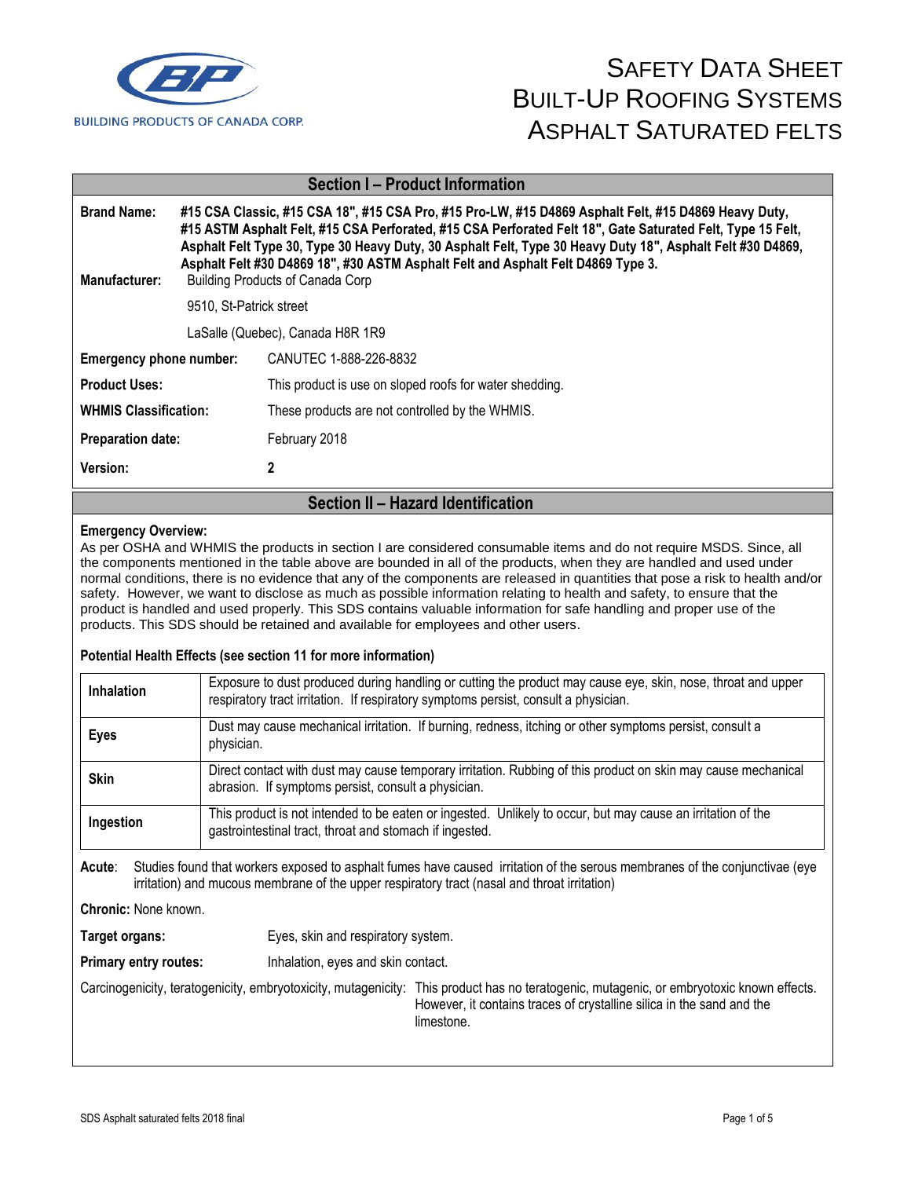BUILDING PRODUCTS OF CANADA CORP.

# SAFETY DATA SHEET
# BUILT-UP ROOFING SYSTEMS
# ASPHALT SATURATED FELTS

## Section I – Product Information

**Brand Name:** **#15 CSA Classic, #15 CSA 18", #15 CSA Pro, #15 Pro-LW, #15 D4869 Asphalt Felt, #15 D4869 Heavy Duty, #15 ASTM Asphalt Felt, #15 CSA Perforated, #15 CSA Perforated Felt 18", Gate Saturated Felt, Type 15 Felt, Asphalt Felt Type 30, Type 30 Heavy Duty, 30 Asphalt Felt, Type 30 Heavy Duty 18", Asphalt Felt #30 D4869, Asphalt Felt #30 D4869 18", #30 ASTM Asphalt Felt and Asphalt Felt D4869 Type 3.**

**Manufacturer:** Building Products of Canada Corp

9510, St-Patrick street

LaSalle (Quebec), Canada H8R 1R9

**Emergency phone number:** CANUTEC 1-888-226-8832

**Product Uses:** This product is use on sloped roofs for water shedding.

**WHMIS Classification:** These products are not controlled by the WHMIS.

**Preparation date:** February 2018

**Version:** **2**

## Section II – Hazard Identification

**Emergency Overview:**
As per OSHA and WHMIS the products in section I are considered consumable items and do not require MSDS. Since, all the components mentioned in the table above are bounded in all of the products, when they are handled and used under normal conditions, there is no evidence that any of the components are released in quantities that pose a risk to health and/or safety. However, we want to disclose as much as possible information relating to health and safety, to ensure that the product is handled and used properly. This SDS contains valuable information for safe handling and proper use of the products. This SDS should be retained and available for employees and other users.

**Potential Health Effects (see section 11 for more information)**

| | |
|---|---|
| **Inhalation** | Exposure to dust produced during handling or cutting the product may cause eye, skin, nose, throat and upper respiratory tract irritation. If respiratory symptoms persist, consult a physician. |
| **Eyes** | Dust may cause mechanical irritation. If burning, redness, itching or other symptoms persist, consult a physician. |
| **Skin** | Direct contact with dust may cause temporary irritation. Rubbing of this product on skin may cause mechanical abrasion. If symptoms persist, consult a physician. |
| **Ingestion** | This product is not intended to be eaten or ingested. Unlikely to occur, but may cause an irritation of the gastrointestinal tract, throat and stomach if ingested. |

**Acute**: Studies found that workers exposed to asphalt fumes have caused irritation of the serous membranes of the conjunctivae (eye irritation) and mucous membrane of the upper respiratory tract (nasal and throat irritation)

**Chronic:** None known.

**Target organs:** Eyes, skin and respiratory system.

**Primary entry routes:** Inhalation, eyes and skin contact.

Carcinogenicity, teratogenicity, embryotoxicity, mutagenicity: This product has no teratogenic, mutagenic, or embryotoxic known effects. However, it contains traces of crystalline silica in the sand and the limestone.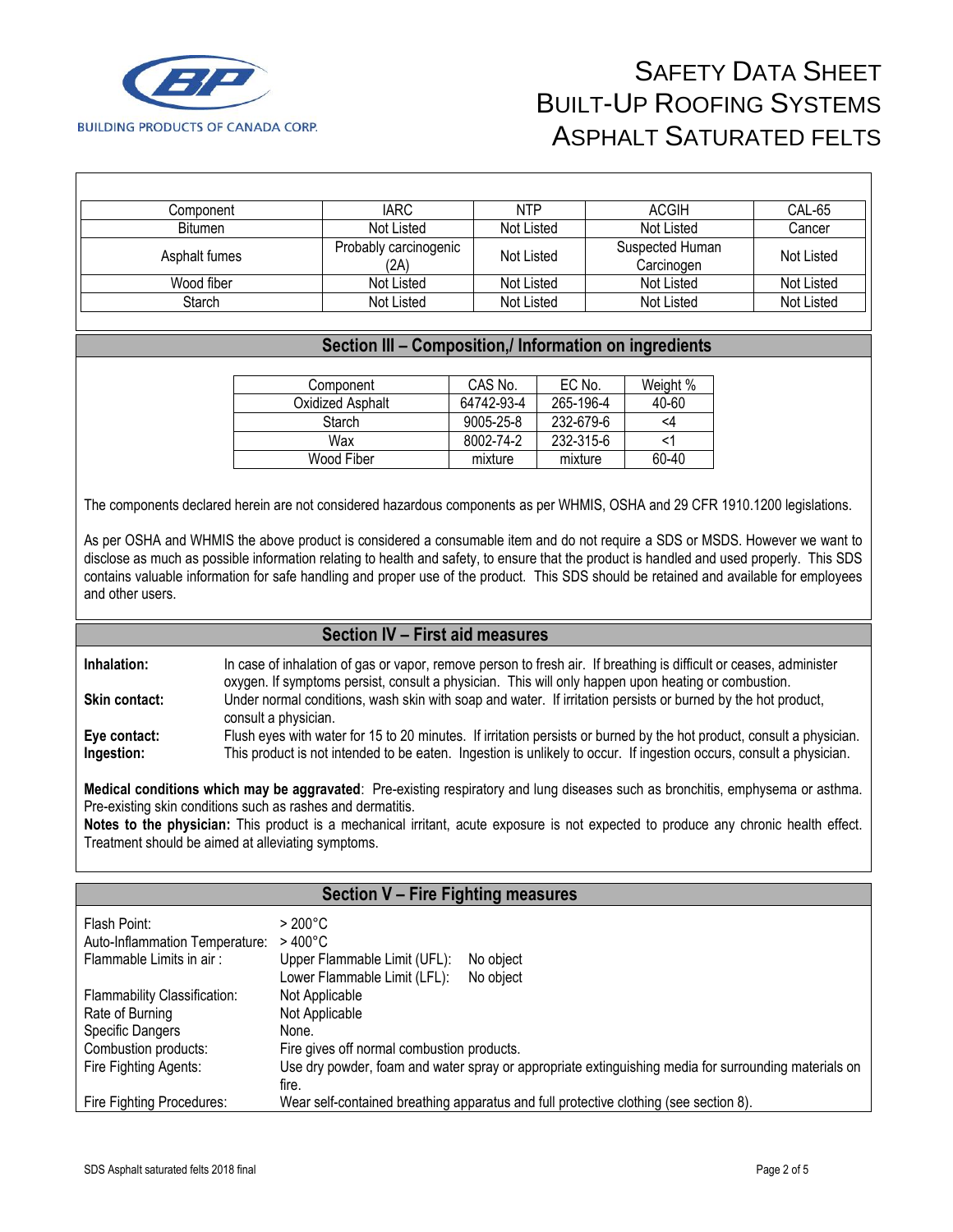| Component | IARC | NTP | ACGIH | CAL-65 |
|---|---|---|---|---|
| Bitumen | Not Listed | Not Listed | Not Listed | Cancer |
| Asphalt fumes | Probably carcinogenic (2A) | Not Listed | Suspected Human Carcinogen | Not Listed |
| Wood fiber | Not Listed | Not Listed | Not Listed | Not Listed |
| Starch | Not Listed | Not Listed | Not Listed | Not Listed |

## Section III – Composition,/ Information on ingredients

| Component | CAS No. | EC No. | Weight % |
|---|---|---|---|
| Oxidized Asphalt | 64742-93-4 | 265-196-4 | 40-60 |
| Starch | 9005-25-8 | 232-679-6 | <4 |
| Wax | 8002-74-2 | 232-315-6 | <1 |
| Wood Fiber | mixture | mixture | 60-40 |

The components declared herein are not considered hazardous components as per WHMIS, OSHA and 29 CFR 1910.1200 legislations.

As per OSHA and WHMIS the above product is considered a consumable item and do not require a SDS or MSDS. However we want to disclose as much as possible information relating to health and safety, to ensure that the product is handled and used properly. This SDS contains valuable information for safe handling and proper use of the product. This SDS should be retained and available for employees and other users.

## Section IV – First aid measures

**Inhalation:** In case of inhalation of gas or vapor, remove person to fresh air. If breathing is difficult or ceases, administer oxygen. If symptoms persist, consult a physician. This will only happen upon heating or combustion.

**Skin contact:** Under normal conditions, wash skin with soap and water. If irritation persists or burned by the hot product, consult a physician.

**Eye contact:** Flush eyes with water for 15 to 20 minutes. If irritation persists or burned by the hot product, consult a physician.

**Ingestion:** This product is not intended to be eaten. Ingestion is unlikely to occur. If ingestion occurs, consult a physician.

**Medical conditions which may be aggravated**: Pre-existing respiratory and lung diseases such as bronchitis, emphysema or asthma. Pre-existing skin conditions such as rashes and dermatitis.

**Notes to the physician:** This product is a mechanical irritant, acute exposure is not expected to produce any chronic health effect. Treatment should be aimed at alleviating symptoms.

## Section V – Fire Fighting measures

| | |
|---|---|
| Flash Point: | > 200°C |
| Auto-Inflammation Temperature: | > 400°C |
| Flammable Limits in air : | Upper Flammable Limit (UFL): No object<br>Lower Flammable Limit (LFL): No object |
| Flammability Classification: | Not Applicable |
| Rate of Burning | Not Applicable |
| Specific Dangers | None. |
| Combustion products: | Fire gives off normal combustion products. |
| Fire Fighting Agents: | Use dry powder, foam and water spray or appropriate extinguishing media for surrounding materials on fire. |
| Fire Fighting Procedures: | Wear self-contained breathing apparatus and full protective clothing (see section 8). |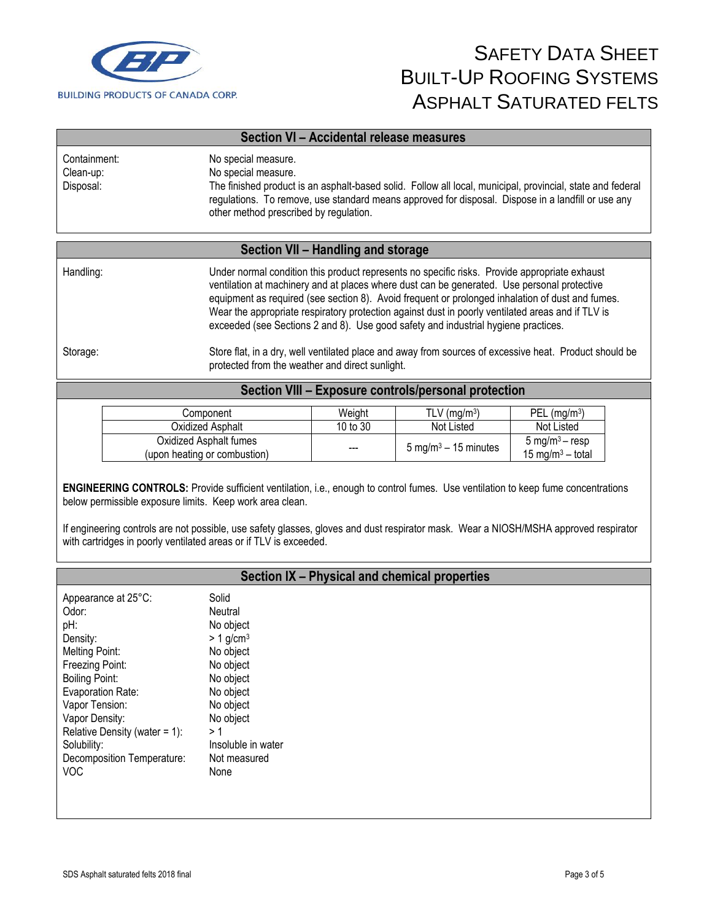# SAFETY DATA SHEET
# BUILT-UP ROOFING SYSTEMS
# ASPHALT SATURATED FELTS

BUILDING PRODUCTS OF CANADA CORP.

## Section VI – Accidental release measures

| | |
|---|---|
| Containment: | No special measure. |
| Clean-up: | No special measure. |
| Disposal: | The finished product is an asphalt-based solid. Follow all local, municipal, provincial, state and federal regulations. To remove, use standard means approved for disposal. Dispose in a landfill or use any other method prescribed by regulation. |

## Section VII – Handling and storage

| | |
|---|---|
| Handling: | Under normal condition this product represents no specific risks. Provide appropriate exhaust ventilation at machinery and at places where dust can be generated. Use personal protective equipment as required (see section 8). Avoid frequent or prolonged inhalation of dust and fumes. Wear the appropriate respiratory protection against dust in poorly ventilated areas and if TLV is exceeded (see Sections 2 and 8). Use good safety and industrial hygiene practices. |
| Storage: | Store flat, in a dry, well ventilated place and away from sources of excessive heat. Product should be protected from the weather and direct sunlight. |

## Section VIII – Exposure controls/personal protection

| Component | Weight | TLV (mg/m$^3$) | PEL (mg/m$^3$) |
|---|---|---|---|
| Oxidized Asphalt | 10 to 30 | Not Listed | Not Listed |
| Oxidized Asphalt fumes (upon heating or combustion) | --- | 5 mg/m$^3$ – 15 minutes | 5 mg/m$^3$ – resp 15 mg/m$^3$ – total |

**ENGINEERING CONTROLS:** Provide sufficient ventilation, i.e., enough to control fumes. Use ventilation to keep fume concentrations below permissible exposure limits. Keep work area clean.

If engineering controls are not possible, use safety glasses, gloves and dust respirator mask. Wear a NIOSH/MSHA approved respirator with cartridges in poorly ventilated areas or if TLV is exceeded.

## Section IX – Physical and chemical properties

| | |
|---|---|
| Appearance at 25°C: | Solid |
| Odor: | Neutral |
| pH: | No object |
| Density: | > 1 g/cm$^3$ |
| Melting Point: | No object |
| Freezing Point: | No object |
| Boiling Point: | No object |
| Evaporation Rate: | No object |
| Vapor Tension: | No object |
| Vapor Density: | No object |
| Relative Density (water = 1): | > 1 |
| Solubility: | Insoluble in water |
| Decomposition Temperature: | Not measured |
| VOC | None |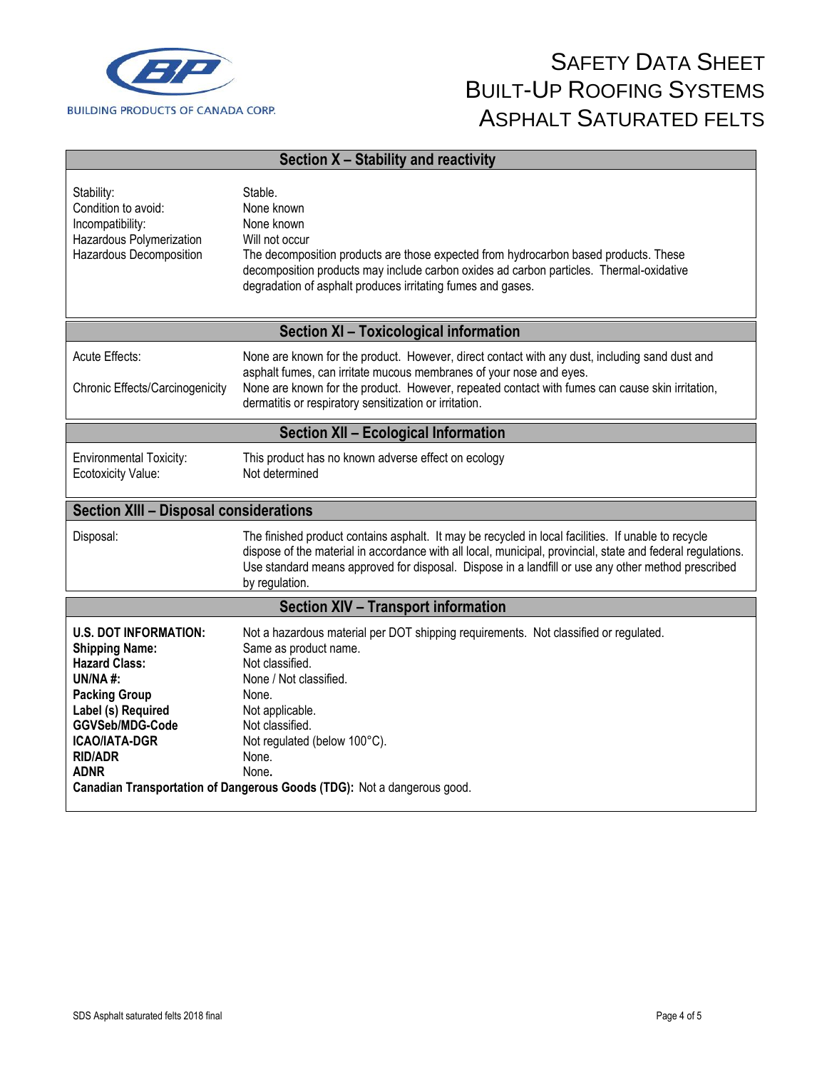## Section X – Stability and reactivity

| | |
|---|---|
| Stability: | Stable. |
| Condition to avoid: | None known |
| Incompatibility: | None known |
| Hazardous Polymerization | Will not occur |
| Hazardous Decomposition | The decomposition products are those expected from hydrocarbon based products. These decomposition products may include carbon oxides ad carbon particles. Thermal-oxidative degradation of asphalt produces irritating fumes and gases. |

## Section XI – Toxicological information

| | |
|---|---|
| Acute Effects: | None are known for the product. However, direct contact with any dust, including sand dust and asphalt fumes, can irritate mucous membranes of your nose and eyes. |
| Chronic Effects/Carcinogenicity | None are known for the product. However, repeated contact with fumes can cause skin irritation, dermatitis or respiratory sensitization or irritation. |

## Section XII – Ecological Information

| | |
|---|---|
| Environmental Toxicity: | This product has no known adverse effect on ecology |
| Ecotoxicity Value: | Not determined |

## Section XIII – Disposal considerations

| | |
|---|---|
| Disposal: | The finished product contains asphalt. It may be recycled in local facilities. If unable to recycle dispose of the material in accordance with all local, municipal, provincial, state and federal regulations. Use standard means approved for disposal. Dispose in a landfill or use any other method prescribed by regulation. |

## Section XIV – Transport information

| | |
|---|---|
| **U.S. DOT INFORMATION:** | Not a hazardous material per DOT shipping requirements. Not classified or regulated. |
| **Shipping Name:** | Same as product name. |
| **Hazard Class:** | Not classified. |
| **UN/NA #:** | None / Not classified. |
| **Packing Group** | None. |
| **Label (s) Required** | Not applicable. |
| **GGVSeb/MDG-Code** | Not classified. |
| **ICAO/IATA-DGR** | Not regulated (below 100°C). |
| **RID/ADR** | None. |
| **ADNR** | None. |

**Canadian Transportation of Dangerous Goods (TDG):** Not a dangerous good.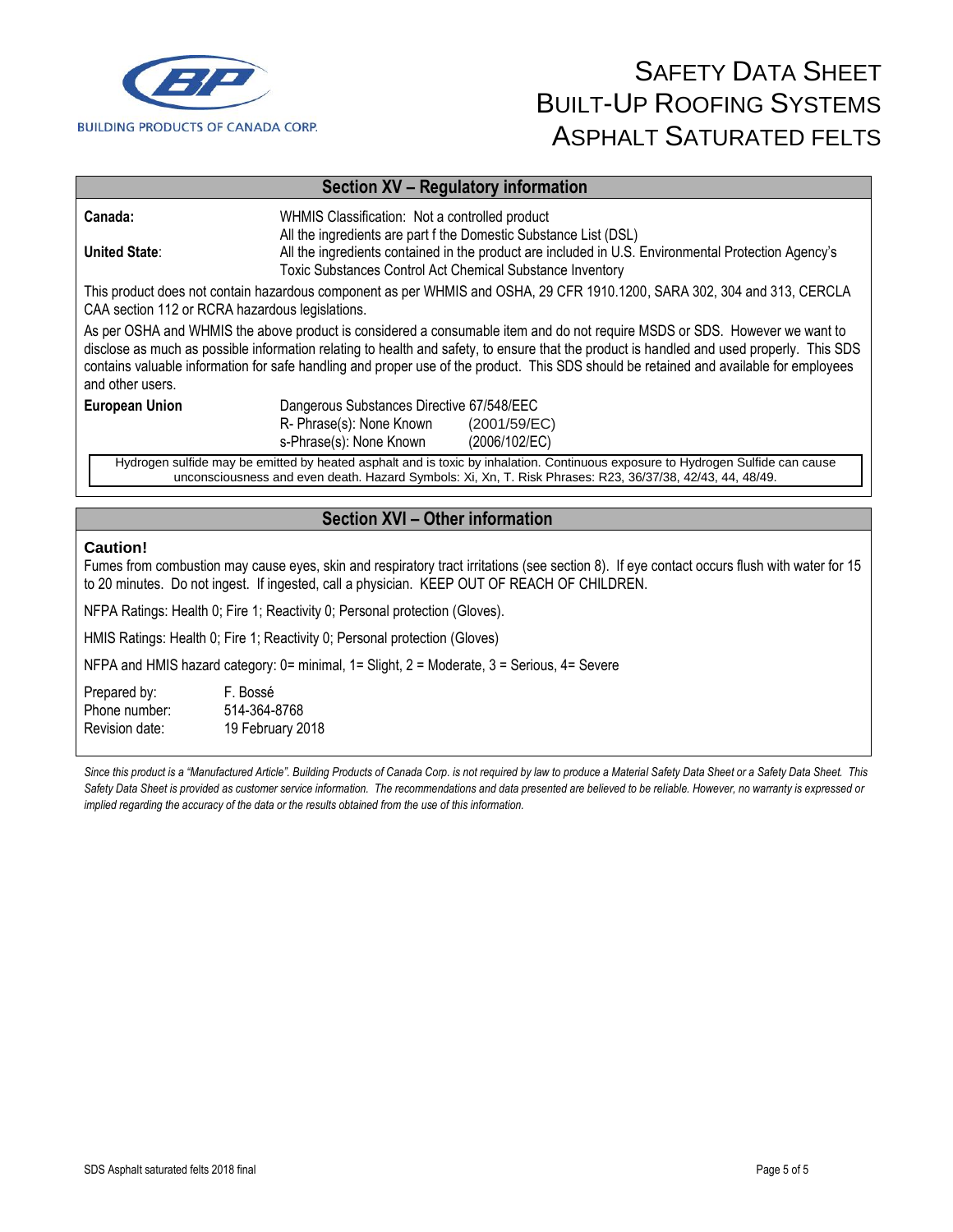BUILDING PRODUCTS OF CANADA CORP.

# SAFETY DATA SHEET BUILT-UP ROOFING SYSTEMS ASPHALT SATURATED FELTS

## Section XV – Regulatory information

| | |
|---|---|
| **Canada:** | WHMIS Classification: Not a controlled product<br>All the ingredients are part f the Domestic Substance List (DSL) |
| **United State**: | All the ingredients contained in the product are included in U.S. Environmental Protection Agency's Toxic Substances Control Act Chemical Substance Inventory |

This product does not contain hazardous component as per WHMIS and OSHA, 29 CFR 1910.1200, SARA 302, 304 and 313, CERCLA CAA section 112 or RCRA hazardous legislations.

As per OSHA and WHMIS the above product is considered a consumable item and do not require MSDS or SDS. However we want to disclose as much as possible information relating to health and safety, to ensure that the product is handled and used properly. This SDS contains valuable information for safe handling and proper use of the product. This SDS should be retained and available for employees and other users.

| | | |
|---|---|---|
| **European Union** | Dangerous Substances Directive 67/548/EEC | |
| | R- Phrase(s): None Known | (2001/59/EC) |
| | s-Phrase(s): None Known | (2006/102/EC) |

Hydrogen sulfide may be emitted by heated asphalt and is toxic by inhalation. Continuous exposure to Hydrogen Sulfide can cause unconsciousness and even death. Hazard Symbols: Xi, Xn, T. Risk Phrases: R23, 36/37/38, 42/43, 44, 48/49.

## Section XVI – Other information

**Caution!**

Fumes from combustion may cause eyes, skin and respiratory tract irritations (see section 8). If eye contact occurs flush with water for 15 to 20 minutes. Do not ingest. If ingested, call a physician. KEEP OUT OF REACH OF CHILDREN.

NFPA Ratings: Health 0; Fire 1; Reactivity 0; Personal protection (Gloves).

HMIS Ratings: Health 0; Fire 1; Reactivity 0; Personal protection (Gloves)

NFPA and HMIS hazard category: 0= minimal, 1= Slight, 2 = Moderate, 3 = Serious, 4= Severe

| | |
|---|---|
| Prepared by: | F. Bossé |
| Phone number: | 514-364-8768 |
| Revision date: | 19 February 2018 |

*Since this product is a "Manufactured Article". Building Products of Canada Corp. is not required by law to produce a Material Safety Data Sheet or a Safety Data Sheet. This Safety Data Sheet is provided as customer service information. The recommendations and data presented are believed to be reliable. However, no warranty is expressed or implied regarding the accuracy of the data or the results obtained from the use of this information.*

SDS Asphalt saturated felts 2018 final